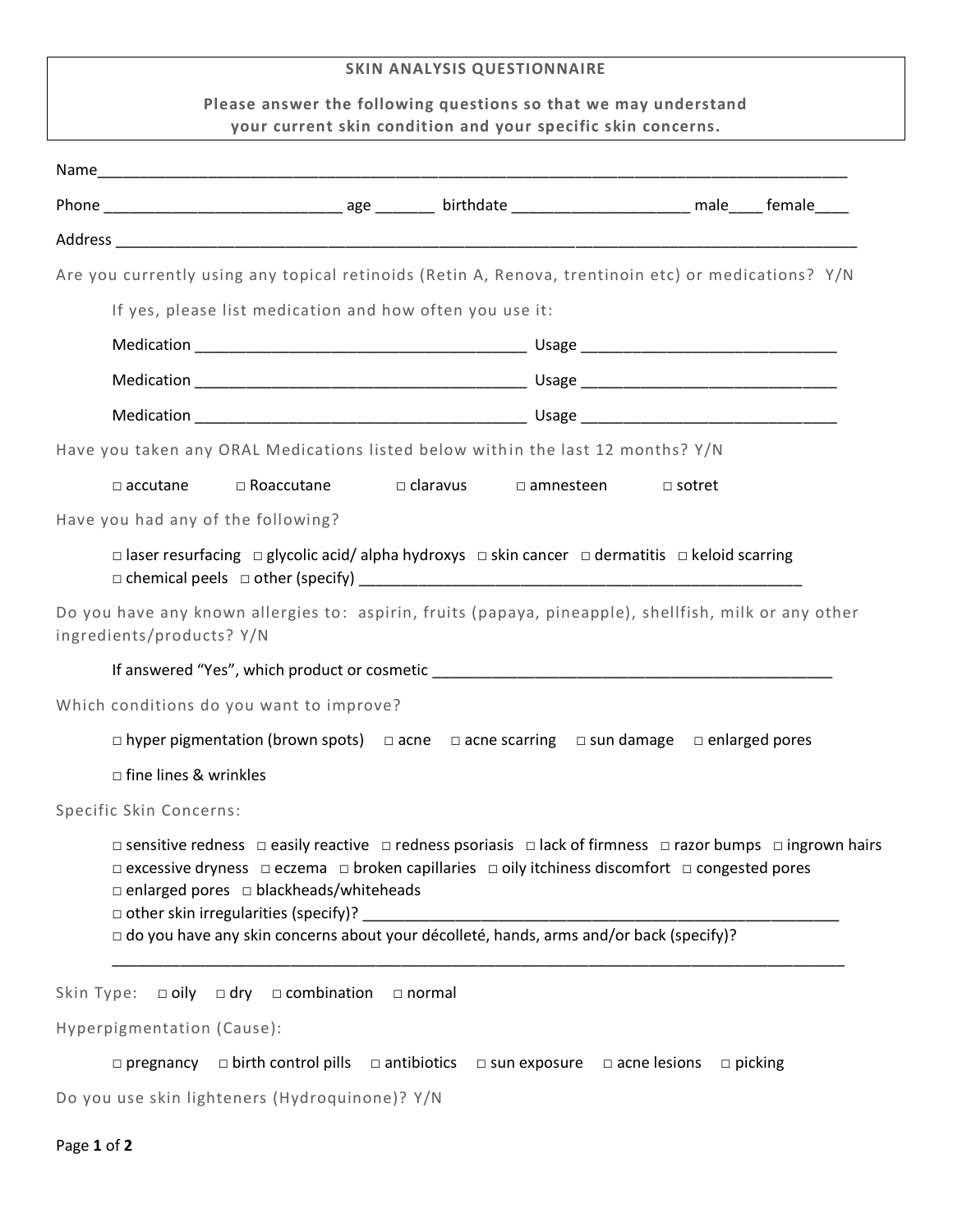**SKIN ANALYSIS QUESTIONNAIRE**

**Please answer the following questions so that we may understand your current skin condition and your specific skin concerns.**

Name_______________________________________________________________________________________

Phone ___________________________ age _______ birthdate ____________________ male____ female____

Address _____________________________________________________________________________________

Are you currently using any topical retinoids (Retin A, Renova, trentinoin etc) or medications? Y/N

If yes, please list medication and how often you use it:

Medication _____________________________________ Usage ______________________________

Medication _____________________________________ Usage ______________________________

Medication _____________________________________ Usage ______________________________

Have you taken any ORAL Medications listed below within the last 12 months? Y/N

□ accutane □ Roaccutane □ claravus □ amnesteen □ sotret

Have you had any of the following?

□ laser resurfacing □ glycolic acid/ alpha hydroxys □ skin cancer □ dermatitis □ keloid scarring
□ chemical peels □ other (specify) _____________________________________________________

Do you have any known allergies to: aspirin, fruits (papaya, pineapple), shellfish, milk or any other ingredients/products? Y/N

If answered "Yes", which product or cosmetic ______________________________________________

Which conditions do you want to improve?

□ hyper pigmentation (brown spots) □ acne □ acne scarring □ sun damage □ enlarged pores

□ fine lines & wrinkles

Specific Skin Concerns:

□ sensitive redness □ easily reactive □ redness psoriasis □ lack of firmness □ razor bumps □ ingrown hairs
□ excessive dryness □ eczema □ broken capillaries □ oily itchiness discomfort □ congested pores
□ enlarged pores □ blackheads/whiteheads
□ other skin irregularities (specify)? _______________________________________________________
□ do you have any skin concerns about your décolleté, hands, arms and/or back (specify)?
_________________________________________________________________________________

Skin Type: □ oily □ dry □ combination □ normal

Hyperpigmentation (Cause):

□ pregnancy □ birth control pills □ antibiotics □ sun exposure □ acne lesions □ picking

Do you use skin lighteners (Hydroquinone)? Y/N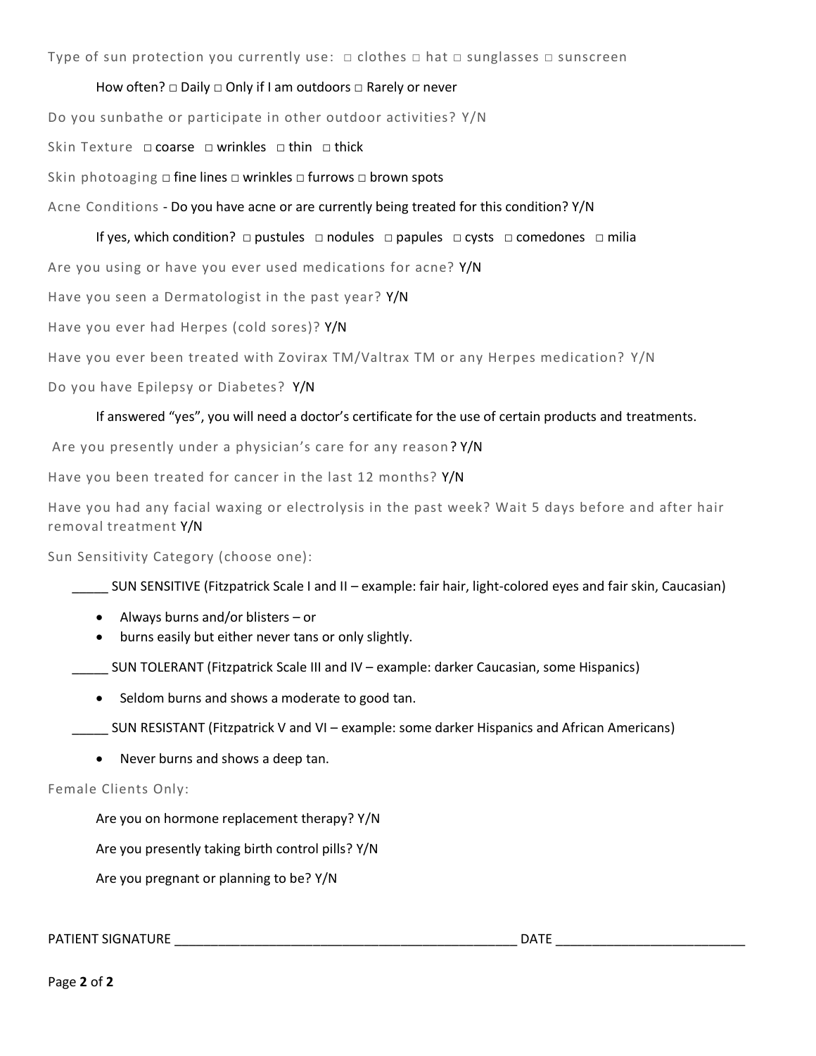Type of sun protection you currently use: □ clothes □ hat □ sunglasses □ sunscreen

How often? □ Daily □ Only if I am outdoors □ Rarely or never

Do you sunbathe or participate in other outdoor activities? Y/N

Skin Texture □ coarse □ wrinkles □ thin □ thick

Skin photoaging □ fine lines □ wrinkles □ furrows □ brown spots

Acne Conditions - Do you have acne or are currently being treated for this condition? Y/N

If yes, which condition? □ pustules □ nodules □ papules □ cysts □ comedones □ milia

Are you using or have you ever used medications for acne? Y/N

Have you seen a Dermatologist in the past year? Y/N

Have you ever had Herpes (cold sores)? Y/N

Have you ever been treated with Zovirax TM/Valtrax TM or any Herpes medication? Y/N

Do you have Epilepsy or Diabetes? Y/N

If answered "yes", you will need a doctor's certificate for the use of certain products and treatments.

Are you presently under a physician's care for any reason? Y/N

Have you been treated for cancer in the last 12 months? Y/N

Have you had any facial waxing or electrolysis in the past week? Wait 5 days before and after hair removal treatment Y/N

Sun Sensitivity Category (choose one):

_____ SUN SENSITIVE (Fitzpatrick Scale I and II – example: fair hair, light-colored eyes and fair skin, Caucasian)

- Always burns and/or blisters – or
- burns easily but either never tans or only slightly.

_____ SUN TOLERANT (Fitzpatrick Scale III and IV – example: darker Caucasian, some Hispanics)

- Seldom burns and shows a moderate to good tan.

_____ SUN RESISTANT (Fitzpatrick V and VI – example: some darker Hispanics and African Americans)

- Never burns and shows a deep tan.

Female Clients Only:

Are you on hormone replacement therapy? Y/N

Are you presently taking birth control pills? Y/N

Are you pregnant or planning to be? Y/N

PATIENT SIGNATURE _______________________________________________ DATE _________________________